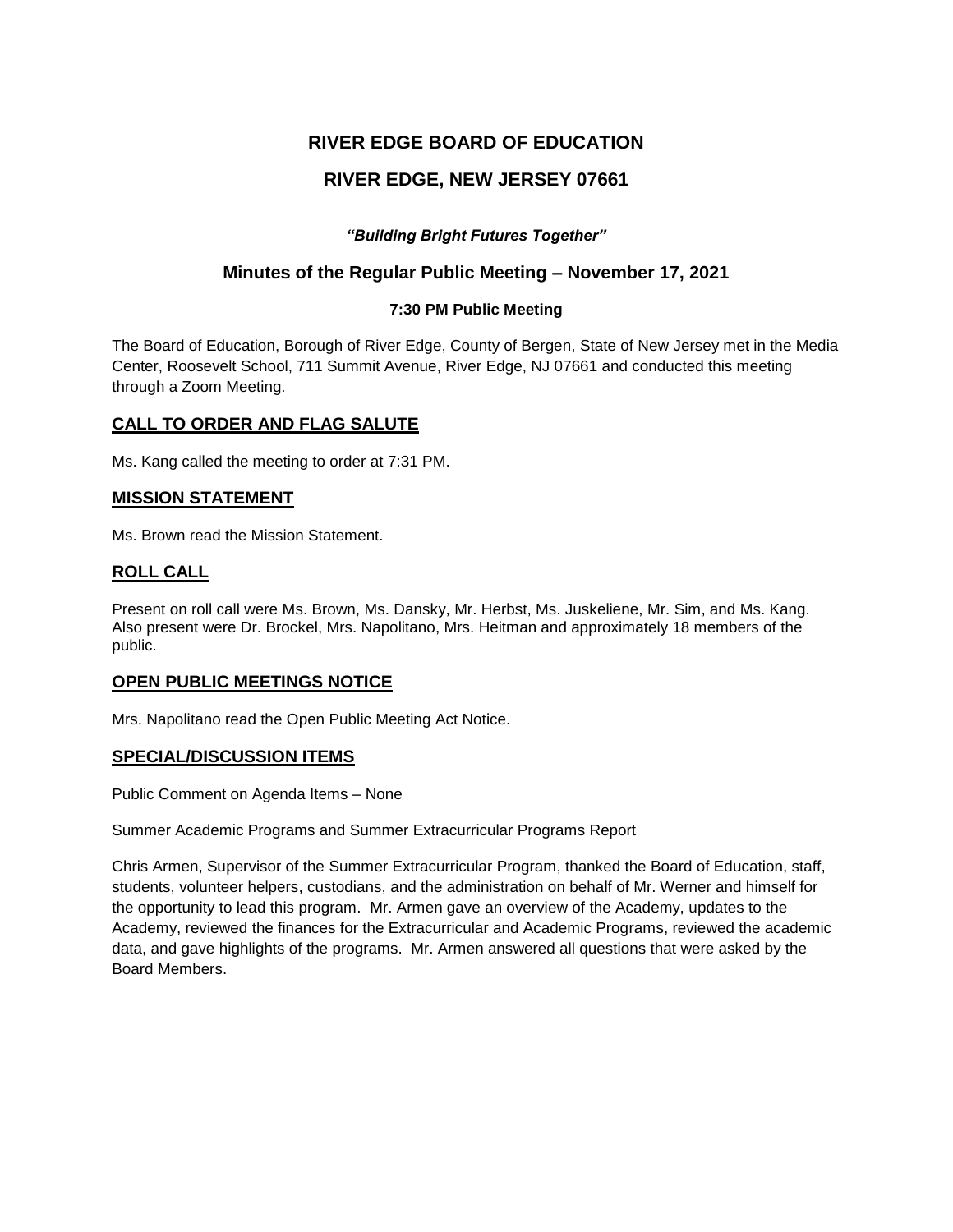# RIVER EDGE BOARD OF EDUCATION

## RIVER EDGE, NEW JERSEY 07661

***"Building Bright Futures Together"***

### Minutes of the Regular Public Meeting – November 17, 2021

**7:30 PM Public Meeting**

The Board of Education, Borough of River Edge, County of Bergen, State of New Jersey met in the Media Center, Roosevelt School, 711 Summit Avenue, River Edge, NJ 07661 and conducted this meeting through a Zoom Meeting.

## CALL TO ORDER AND FLAG SALUTE

Ms. Kang called the meeting to order at 7:31 PM.

## MISSION STATEMENT

Ms. Brown read the Mission Statement.

## ROLL CALL

Present on roll call were Ms. Brown, Ms. Dansky, Mr. Herbst, Ms. Juskeliene, Mr. Sim, and Ms. Kang. Also present were Dr. Brockel, Mrs. Napolitano, Mrs. Heitman and approximately 18 members of the public.

## OPEN PUBLIC MEETINGS NOTICE

Mrs. Napolitano read the Open Public Meeting Act Notice.

## SPECIAL/DISCUSSION ITEMS

Public Comment on Agenda Items – None

Summer Academic Programs and Summer Extracurricular Programs Report

Chris Armen, Supervisor of the Summer Extracurricular Program, thanked the Board of Education, staff, students, volunteer helpers, custodians, and the administration on behalf of Mr. Werner and himself for the opportunity to lead this program. Mr. Armen gave an overview of the Academy, updates to the Academy, reviewed the finances for the Extracurricular and Academic Programs, reviewed the academic data, and gave highlights of the programs. Mr. Armen answered all questions that were asked by the Board Members.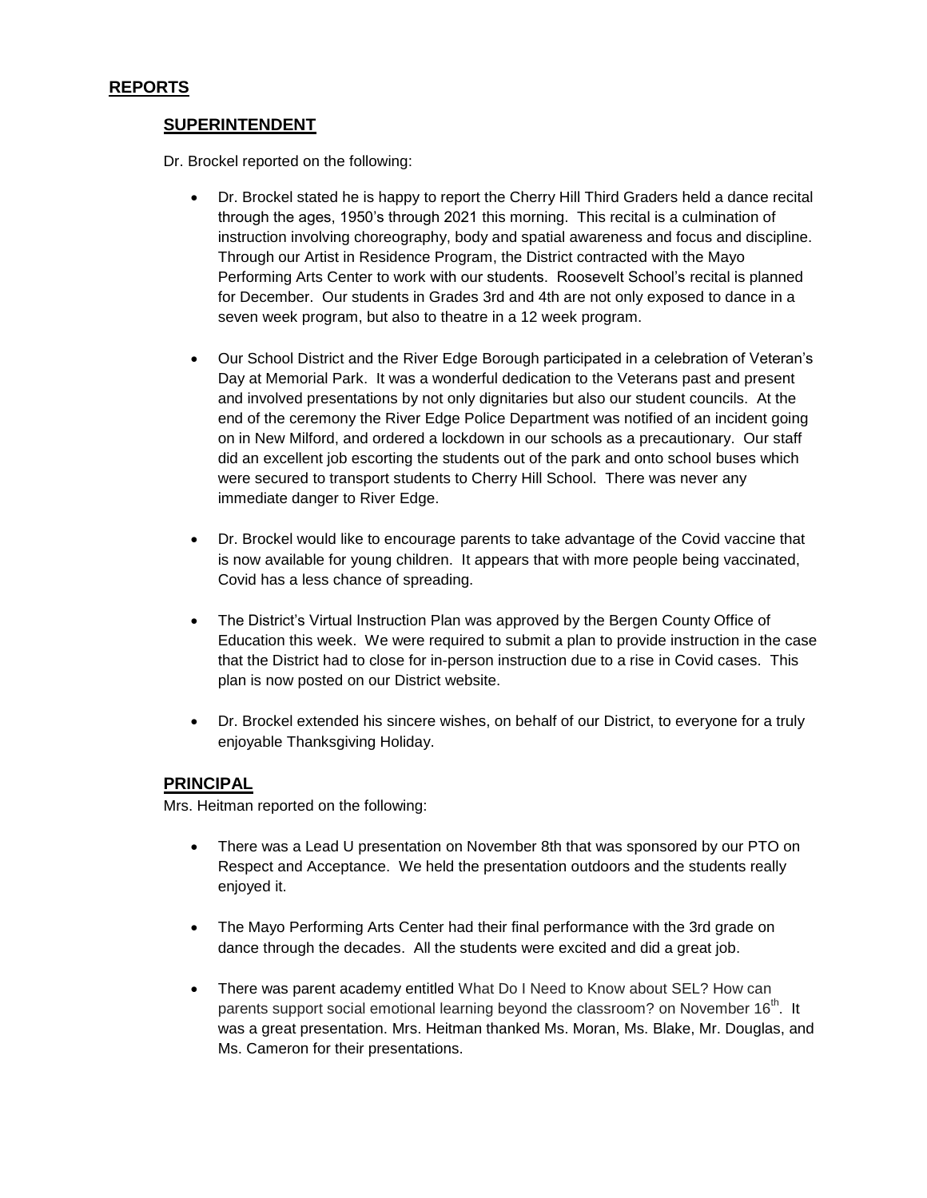## REPORTS

### SUPERINTENDENT

Dr. Brockel reported on the following:

- Dr. Brockel stated he is happy to report the Cherry Hill Third Graders held a dance recital through the ages, 1950's through 2021 this morning. This recital is a culmination of instruction involving choreography, body and spatial awareness and focus and discipline. Through our Artist in Residence Program, the District contracted with the Mayo Performing Arts Center to work with our students. Roosevelt School's recital is planned for December. Our students in Grades 3rd and 4th are not only exposed to dance in a seven week program, but also to theatre in a 12 week program.

- Our School District and the River Edge Borough participated in a celebration of Veteran's Day at Memorial Park. It was a wonderful dedication to the Veterans past and present and involved presentations by not only dignitaries but also our student councils. At the end of the ceremony the River Edge Police Department was notified of an incident going on in New Milford, and ordered a lockdown in our schools as a precautionary. Our staff did an excellent job escorting the students out of the park and onto school buses which were secured to transport students to Cherry Hill School. There was never any immediate danger to River Edge.

- Dr. Brockel would like to encourage parents to take advantage of the Covid vaccine that is now available for young children. It appears that with more people being vaccinated, Covid has a less chance of spreading.

- The District's Virtual Instruction Plan was approved by the Bergen County Office of Education this week. We were required to submit a plan to provide instruction in the case that the District had to close for in-person instruction due to a rise in Covid cases. This plan is now posted on our District website.

- Dr. Brockel extended his sincere wishes, on behalf of our District, to everyone for a truly enjoyable Thanksgiving Holiday.

### PRINCIPAL

Mrs. Heitman reported on the following:

- There was a Lead U presentation on November 8th that was sponsored by our PTO on Respect and Acceptance. We held the presentation outdoors and the students really enjoyed it.

- The Mayo Performing Arts Center had their final performance with the 3rd grade on dance through the decades. All the students were excited and did a great job.

- There was parent academy entitled What Do I Need to Know about SEL? How can parents support social emotional learning beyond the classroom? on November 16th. It was a great presentation. Mrs. Heitman thanked Ms. Moran, Ms. Blake, Mr. Douglas, and Ms. Cameron for their presentations.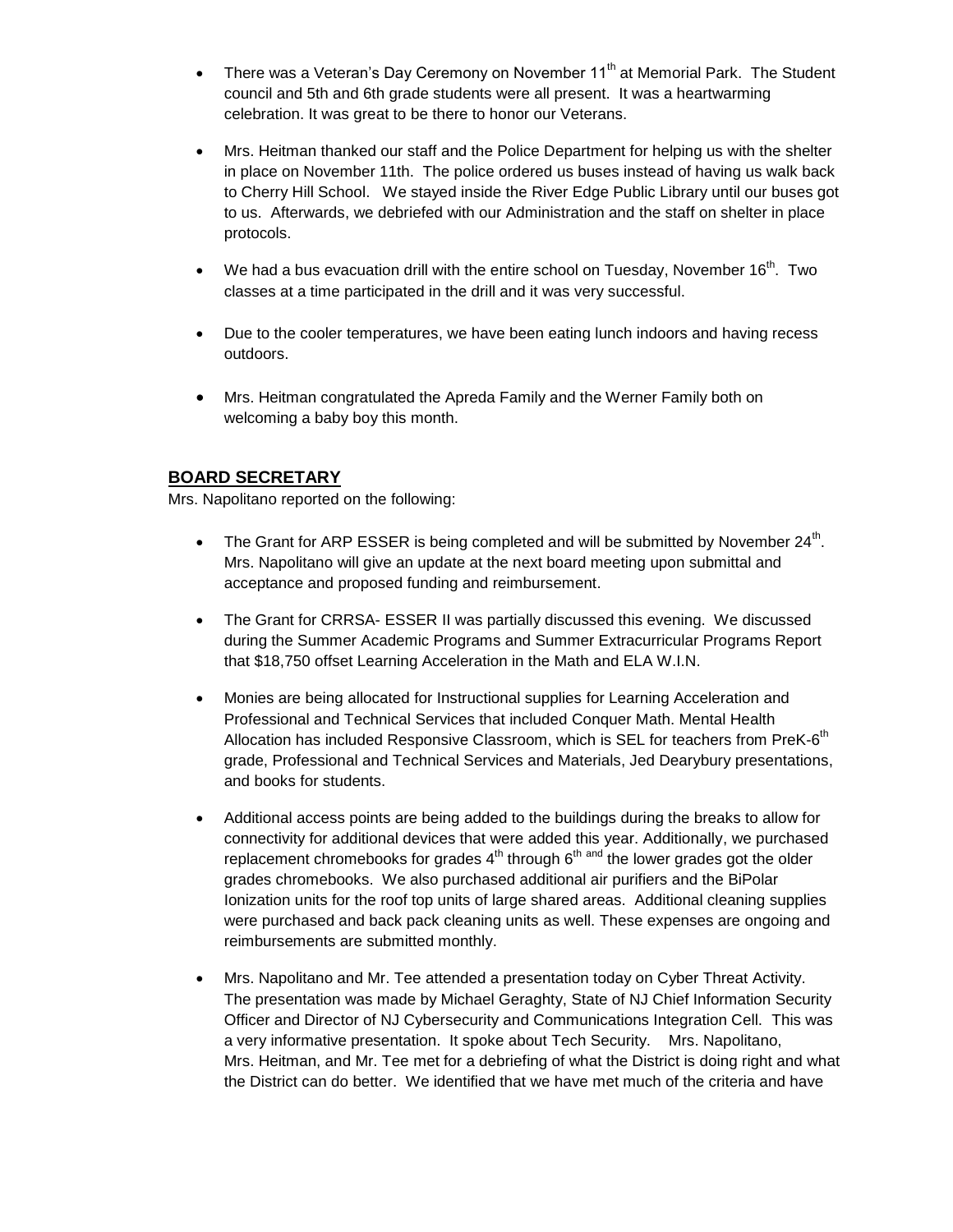- There was a Veteran's Day Ceremony on November 11th at Memorial Park. The Student council and 5th and 6th grade students were all present. It was a heartwarming celebration. It was great to be there to honor our Veterans.

- Mrs. Heitman thanked our staff and the Police Department for helping us with the shelter in place on November 11th. The police ordered us buses instead of having us walk back to Cherry Hill School. We stayed inside the River Edge Public Library until our buses got to us. Afterwards, we debriefed with our Administration and the staff on shelter in place protocols.

- We had a bus evacuation drill with the entire school on Tuesday, November 16th. Two classes at a time participated in the drill and it was very successful.

- Due to the cooler temperatures, we have been eating lunch indoors and having recess outdoors.

- Mrs. Heitman congratulated the Apreda Family and the Werner Family both on welcoming a baby boy this month.

## BOARD SECRETARY

Mrs. Napolitano reported on the following:

- The Grant for ARP ESSER is being completed and will be submitted by November 24th. Mrs. Napolitano will give an update at the next board meeting upon submittal and acceptance and proposed funding and reimbursement.

- The Grant for CRRSA- ESSER II was partially discussed this evening. We discussed during the Summer Academic Programs and Summer Extracurricular Programs Report that $18,750 offset Learning Acceleration in the Math and ELA W.I.N.

- Monies are being allocated for Instructional supplies for Learning Acceleration and Professional and Technical Services that included Conquer Math. Mental Health Allocation has included Responsive Classroom, which is SEL for teachers from PreK-6th grade, Professional and Technical Services and Materials, Jed Dearybury presentations, and books for students.

- Additional access points are being added to the buildings during the breaks to allow for connectivity for additional devices that were added this year. Additionally, we purchased replacement chromebooks for grades 4th through 6th and the lower grades got the older grades chromebooks. We also purchased additional air purifiers and the BiPolar Ionization units for the roof top units of large shared areas. Additional cleaning supplies were purchased and back pack cleaning units as well. These expenses are ongoing and reimbursements are submitted monthly.

- Mrs. Napolitano and Mr. Tee attended a presentation today on Cyber Threat Activity. The presentation was made by Michael Geraghty, State of NJ Chief Information Security Officer and Director of NJ Cybersecurity and Communications Integration Cell. This was a very informative presentation. It spoke about Tech Security. Mrs. Napolitano, Mrs. Heitman, and Mr. Tee met for a debriefing of what the District is doing right and what the District can do better. We identified that we have met much of the criteria and have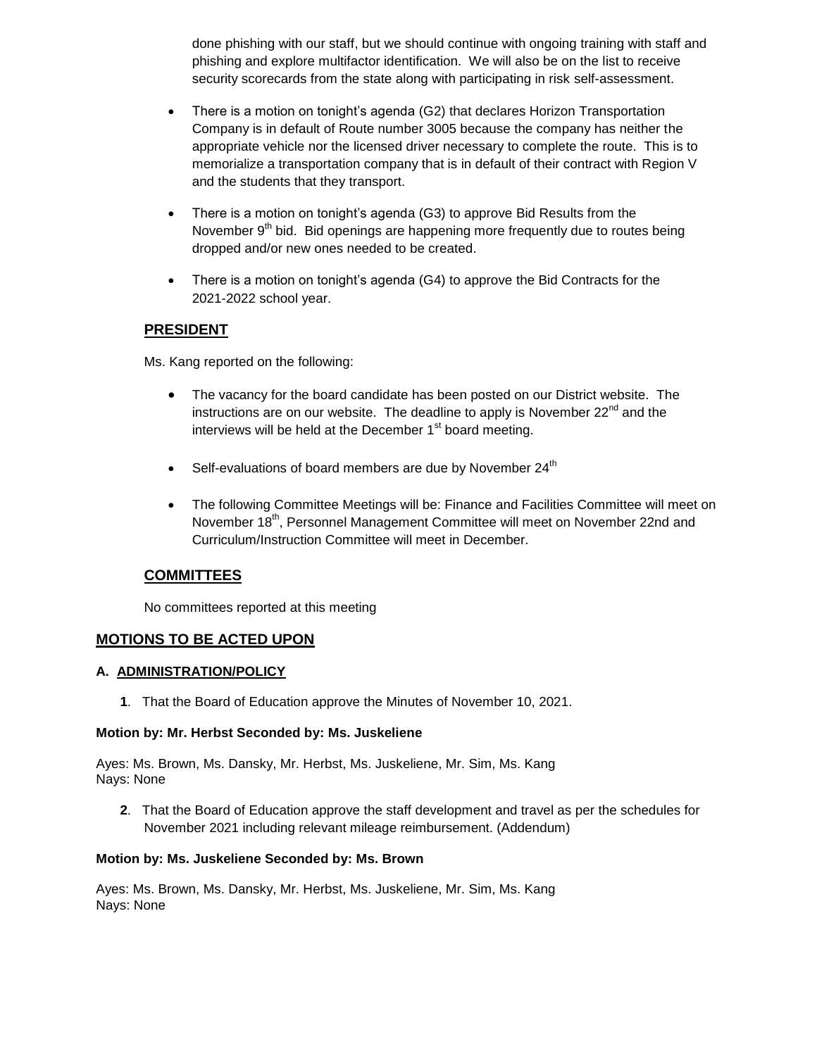done phishing with our staff, but we should continue with ongoing training with staff and phishing and explore multifactor identification. We will also be on the list to receive security scorecards from the state along with participating in risk self-assessment.

- There is a motion on tonight's agenda (G2) that declares Horizon Transportation Company is in default of Route number 3005 because the company has neither the appropriate vehicle nor the licensed driver necessary to complete the route. This is to memorialize a transportation company that is in default of their contract with Region V and the students that they transport.

- There is a motion on tonight's agenda (G3) to approve Bid Results from the November 9th bid. Bid openings are happening more frequently due to routes being dropped and/or new ones needed to be created.

- There is a motion on tonight's agenda (G4) to approve the Bid Contracts for the 2021-2022 school year.

## PRESIDENT

Ms. Kang reported on the following:

- The vacancy for the board candidate has been posted on our District website. The instructions are on our website. The deadline to apply is November 22nd and the interviews will be held at the December 1st board meeting.

- Self-evaluations of board members are due by November 24th

- The following Committee Meetings will be: Finance and Facilities Committee will meet on November 18th, Personnel Management Committee will meet on November 22nd and Curriculum/Instruction Committee will meet in December.

## COMMITTEES

No committees reported at this meeting

## MOTIONS TO BE ACTED UPON

### A. ADMINISTRATION/POLICY

**1**. That the Board of Education approve the Minutes of November 10, 2021.

**Motion by: Mr. Herbst Seconded by: Ms. Juskeliene**

Ayes: Ms. Brown, Ms. Dansky, Mr. Herbst, Ms. Juskeliene, Mr. Sim, Ms. Kang
Nays: None

**2**. That the Board of Education approve the staff development and travel as per the schedules for November 2021 including relevant mileage reimbursement. (Addendum)

**Motion by: Ms. Juskeliene Seconded by: Ms. Brown**

Ayes: Ms. Brown, Ms. Dansky, Mr. Herbst, Ms. Juskeliene, Mr. Sim, Ms. Kang
Nays: None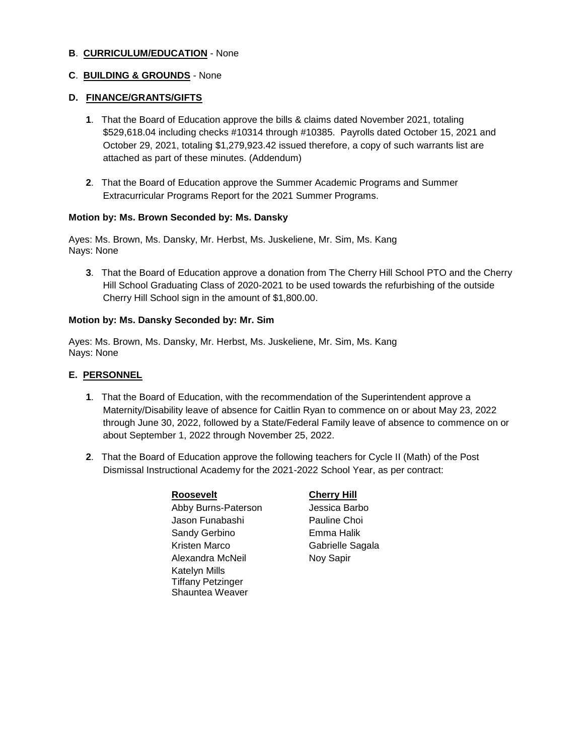**B**. **CURRICULUM/EDUCATION** - None

**C**. **BUILDING & GROUNDS** - None

**D. FINANCE/GRANTS/GIFTS**

**1**. That the Board of Education approve the bills & claims dated November 2021, totaling $529,618.04 including checks #10314 through #10385. Payrolls dated October 15, 2021 and October 29, 2021, totaling $1,279,923.42 issued therefore, a copy of such warrants list are attached as part of these minutes. (Addendum)

**2**. That the Board of Education approve the Summer Academic Programs and Summer Extracurricular Programs Report for the 2021 Summer Programs.

**Motion by: Ms. Brown Seconded by: Ms. Dansky**

Ayes: Ms. Brown, Ms. Dansky, Mr. Herbst, Ms. Juskeliene, Mr. Sim, Ms. Kang
Nays: None

**3**. That the Board of Education approve a donation from The Cherry Hill School PTO and the Cherry Hill School Graduating Class of 2020-2021 to be used towards the refurbishing of the outside Cherry Hill School sign in the amount of $1,800.00.

**Motion by: Ms. Dansky Seconded by: Mr. Sim**

Ayes: Ms. Brown, Ms. Dansky, Mr. Herbst, Ms. Juskeliene, Mr. Sim, Ms. Kang
Nays: None

**E. PERSONNEL**

**1**. That the Board of Education, with the recommendation of the Superintendent approve a Maternity/Disability leave of absence for Caitlin Ryan to commence on or about May 23, 2022 through June 30, 2022, followed by a State/Federal Family leave of absence to commence on or about September 1, 2022 through November 25, 2022.

**2**. That the Board of Education approve the following teachers for Cycle II (Math) of the Post Dismissal Instructional Academy for the 2021-2022 School Year, as per contract:

| **Roosevelt** | **Cherry Hill** |
|---|---|
| Abby Burns-Paterson | Jessica Barbo |
| Jason Funabashi | Pauline Choi |
| Sandy Gerbino | Emma Halik |
| Kristen Marco | Gabrielle Sagala |
| Alexandra McNeil | Noy Sapir |
| Katelyn Mills | |
| Tiffany Petzinger | |
| Shauntea Weaver | |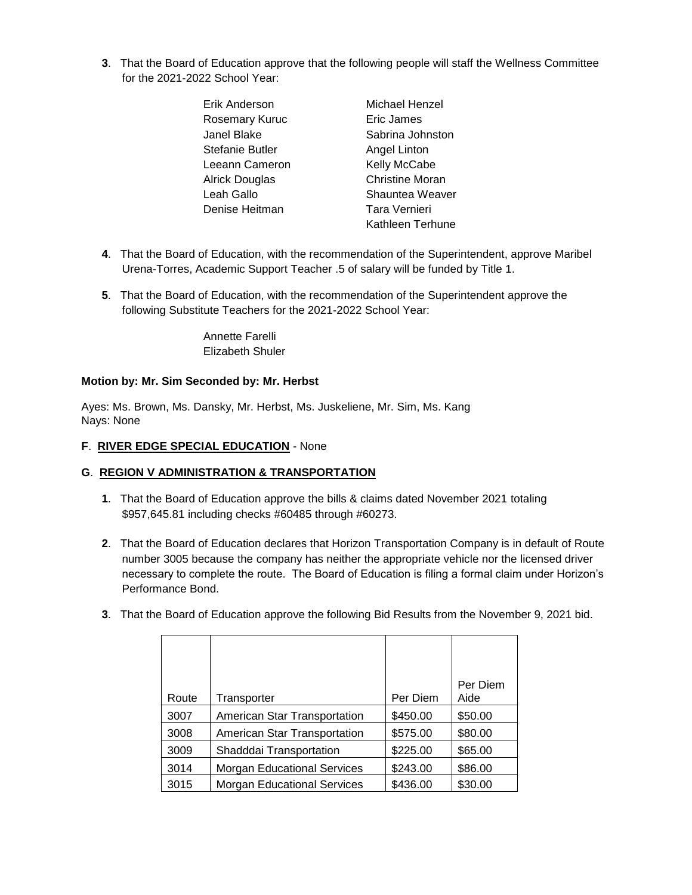**3**. That the Board of Education approve that the following people will staff the Wellness Committee for the 2021-2022 School Year:

Erik Anderson
Rosemary Kuruc
Janel Blake
Stefanie Butler
Leeann Cameron
Alrick Douglas
Leah Gallo
Denise Heitman
Michael Henzel
Eric James
Sabrina Johnston
Angel Linton
Kelly McCabe
Christine Moran
Shauntea Weaver
Tara Vernieri
Kathleen Terhune

**4**. That the Board of Education, with the recommendation of the Superintendent, approve Maribel Urena-Torres, Academic Support Teacher .5 of salary will be funded by Title 1.

**5**. That the Board of Education, with the recommendation of the Superintendent approve the following Substitute Teachers for the 2021-2022 School Year:

Annette Farelli
Elizabeth Shuler

**Motion by: Mr. Sim Seconded by: Mr. Herbst**

Ayes: Ms. Brown, Ms. Dansky, Mr. Herbst, Ms. Juskeliene, Mr. Sim, Ms. Kang
Nays: None

**F**. **RIVER EDGE SPECIAL EDUCATION** - None

**G**. **REGION V ADMINISTRATION & TRANSPORTATION**

**1**. That the Board of Education approve the bills & claims dated November 2021 totaling $957,645.81 including checks #60485 through #60273.

**2**. That the Board of Education declares that Horizon Transportation Company is in default of Route number 3005 because the company has neither the appropriate vehicle nor the licensed driver necessary to complete the route. The Board of Education is filing a formal claim under Horizon's Performance Bond.

**3**. That the Board of Education approve the following Bid Results from the November 9, 2021 bid.

| Route | Transporter | Per Diem | Per Diem Aide |
|---|---|---|---|
| 3007 | American Star Transportation | $450.00 | $50.00 |
| 3008 | American Star Transportation | $575.00 | $80.00 |
| 3009 | Shadddai Transportation | $225.00 | $65.00 |
| 3014 | Morgan Educational Services | $243.00 | $86.00 |
| 3015 | Morgan Educational Services | $436.00 | $30.00 |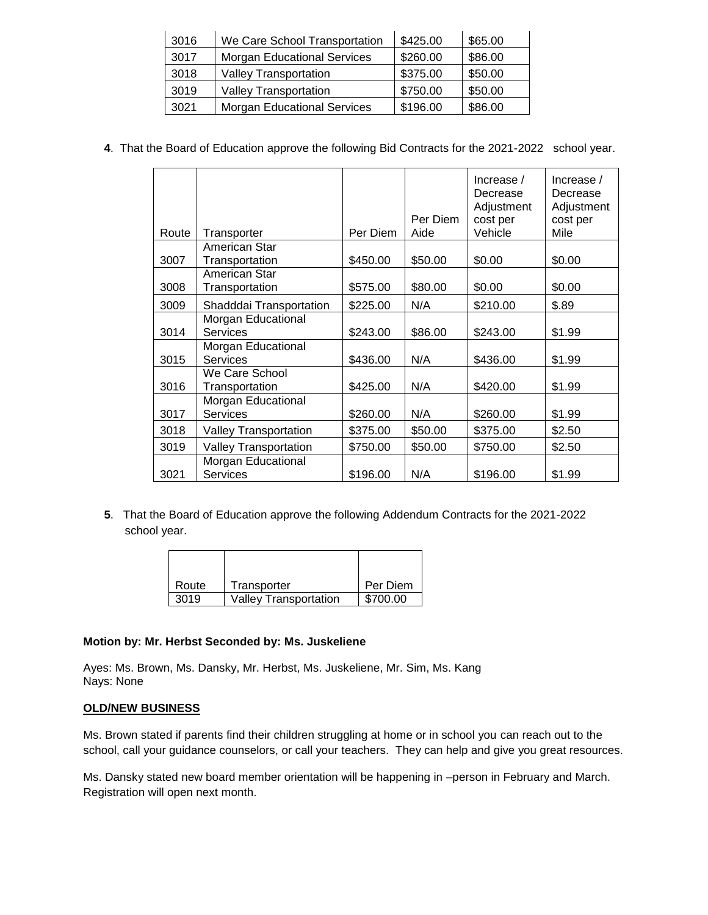| 3016 | We Care School Transportation | $425.00 | $65.00 |
|---|---|---|---|
| 3017 | Morgan Educational Services | $260.00 | $86.00 |
| 3018 | Valley Transportation | $375.00 | $50.00 |
| 3019 | Valley Transportation | $750.00 | $50.00 |
| 3021 | Morgan Educational Services | $196.00 | $86.00 |

**4**. That the Board of Education approve the following Bid Contracts for the 2021-2022 school year.

| Route | Transporter | Per Diem | Per Diem Aide | Increase / Decrease Adjustment cost per Vehicle | Increase / Decrease Adjustment cost per Mile |
|---|---|---|---|---|---|
| 3007 | American Star Transportation | $450.00 | $50.00 | $0.00 | $0.00 |
| 3008 | American Star Transportation | $575.00 | $80.00 | $0.00 | $0.00 |
| 3009 | Shadddai Transportation | $225.00 | N/A | $210.00 | $.89 |
| 3014 | Morgan Educational Services | $243.00 | $86.00 | $243.00 | $1.99 |
| 3015 | Morgan Educational Services | $436.00 | N/A | $436.00 | $1.99 |
| 3016 | We Care School Transportation | $425.00 | N/A | $420.00 | $1.99 |
| 3017 | Morgan Educational Services | $260.00 | N/A | $260.00 | $1.99 |
| 3018 | Valley Transportation | $375.00 | $50.00 | $375.00 | $2.50 |
| 3019 | Valley Transportation | $750.00 | $50.00 | $750.00 | $2.50 |
| 3021 | Morgan Educational Services | $196.00 | N/A | $196.00 | $1.99 |

**5**. That the Board of Education approve the following Addendum Contracts for the 2021-2022 school year.

| Route | Transporter | Per Diem |
|---|---|---|
| 3019 | Valley Transportation | $700.00 |

**Motion by: Mr. Herbst Seconded by: Ms. Juskeliene**

Ayes: Ms. Brown, Ms. Dansky, Mr. Herbst, Ms. Juskeliene, Mr. Sim, Ms. Kang
Nays: None

## OLD/NEW BUSINESS

Ms. Brown stated if parents find their children struggling at home or in school you can reach out to the school, call your guidance counselors, or call your teachers. They can help and give you great resources.

Ms. Dansky stated new board member orientation will be happening in –person in February and March. Registration will open next month.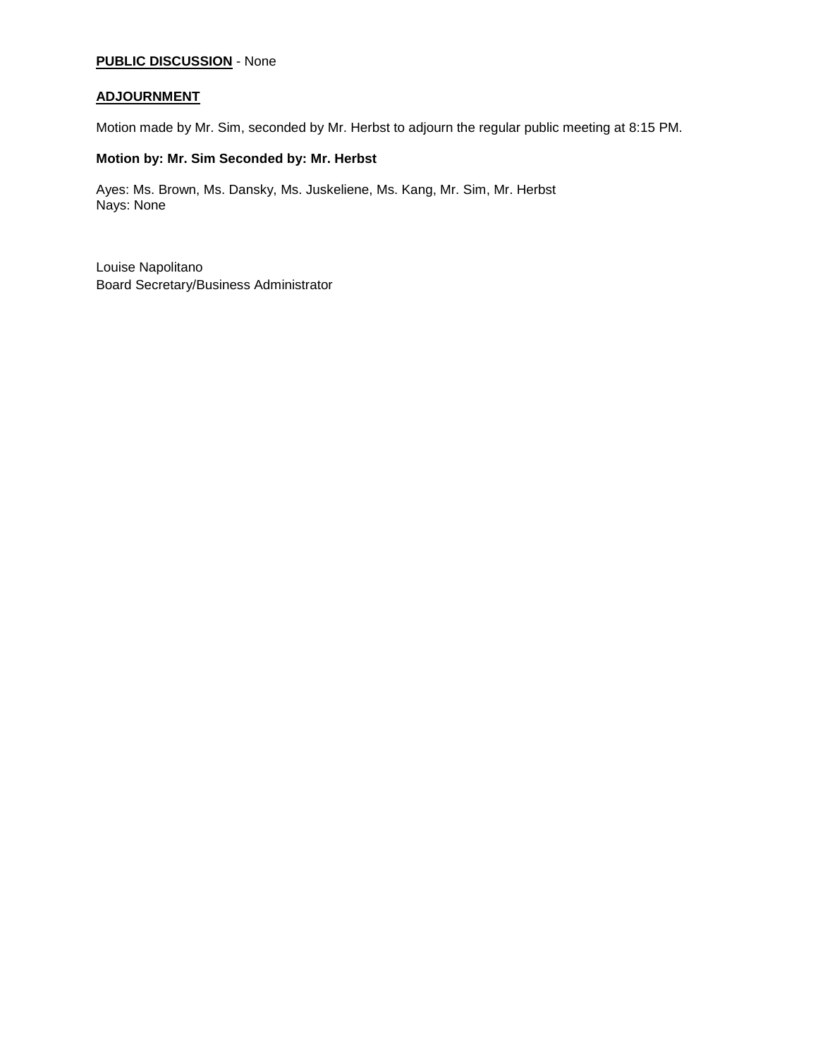**PUBLIC DISCUSSION** - None

**ADJOURNMENT**

Motion made by Mr. Sim, seconded by Mr. Herbst to adjourn the regular public meeting at 8:15 PM.

**Motion by: Mr. Sim Seconded by: Mr. Herbst**

Ayes: Ms. Brown, Ms. Dansky, Ms. Juskeliene, Ms. Kang, Mr. Sim, Mr. Herbst
Nays: None

Louise Napolitano
Board Secretary/Business Administrator